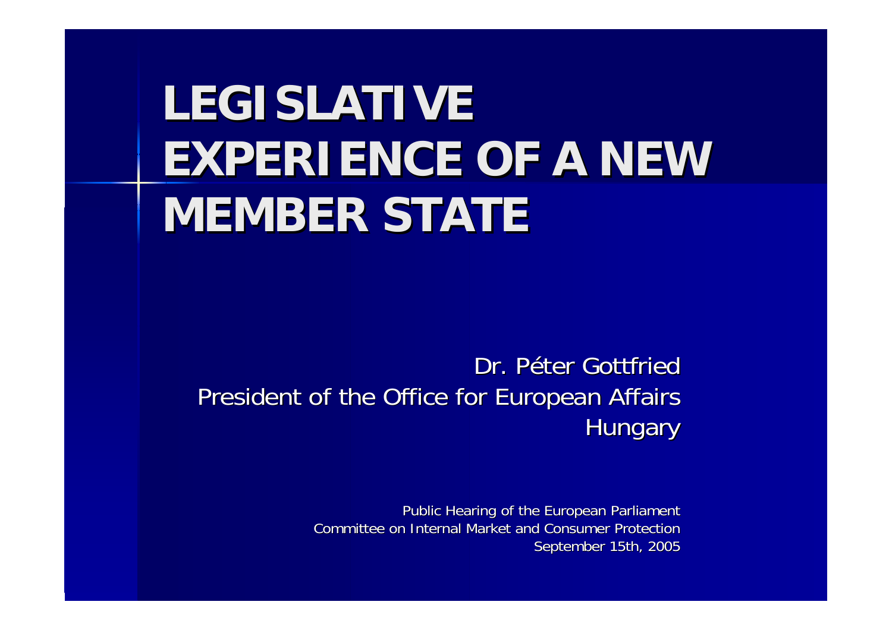# LEGISLATIVE EXPERIENCE OF A NEW MEMBER STATE

Dr. Péter Gottfried
President of the Office for European Affairs
Hungary

Public Hearing of the European Parliament
Committee on Internal Market and Consumer Protection
September 15th, 2005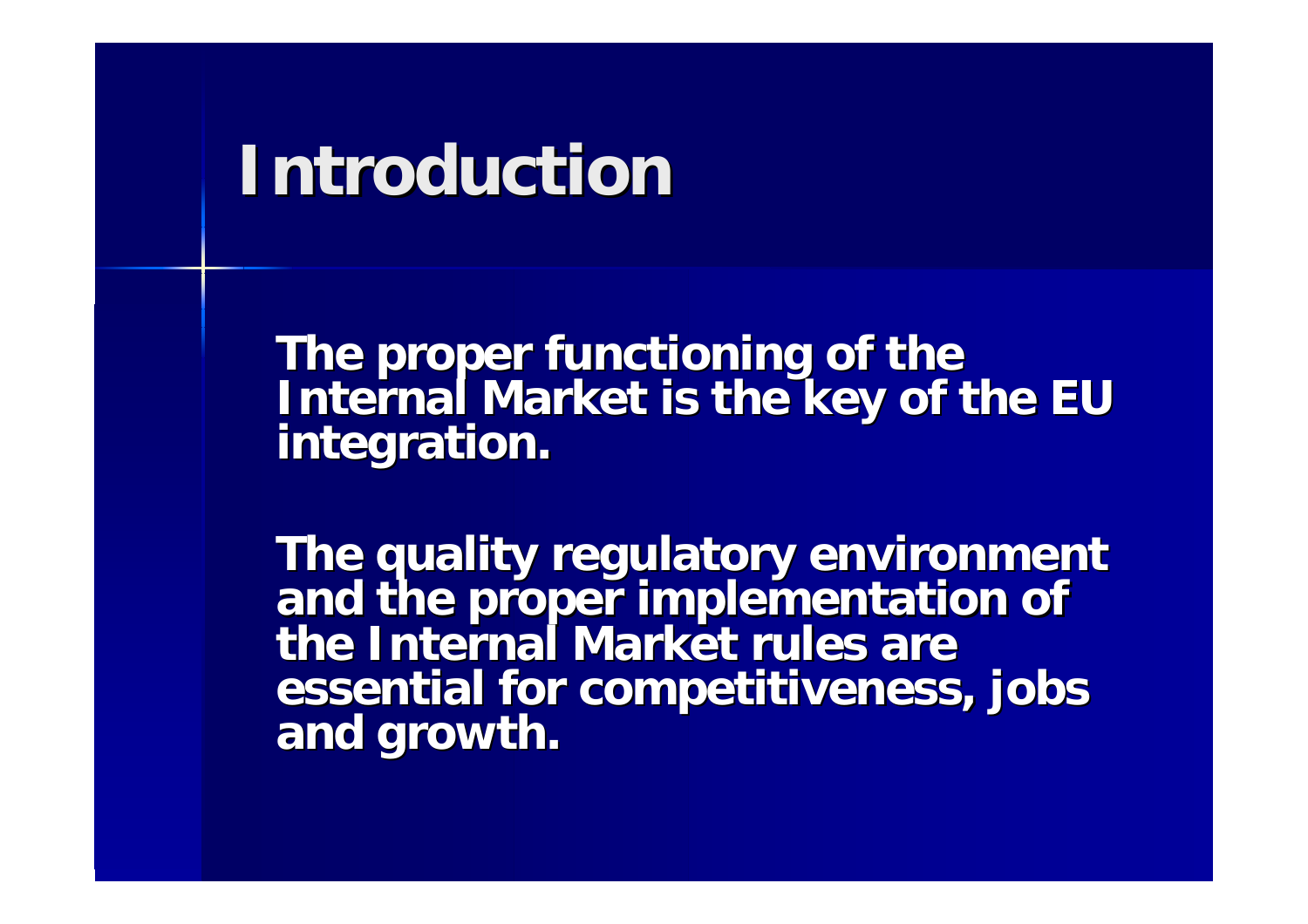# Introduction

The proper functioning of the Internal Market is the key of the EU integration.

The quality regulatory environment and the proper implementation of the Internal Market rules are essential for competitiveness, jobs and growth.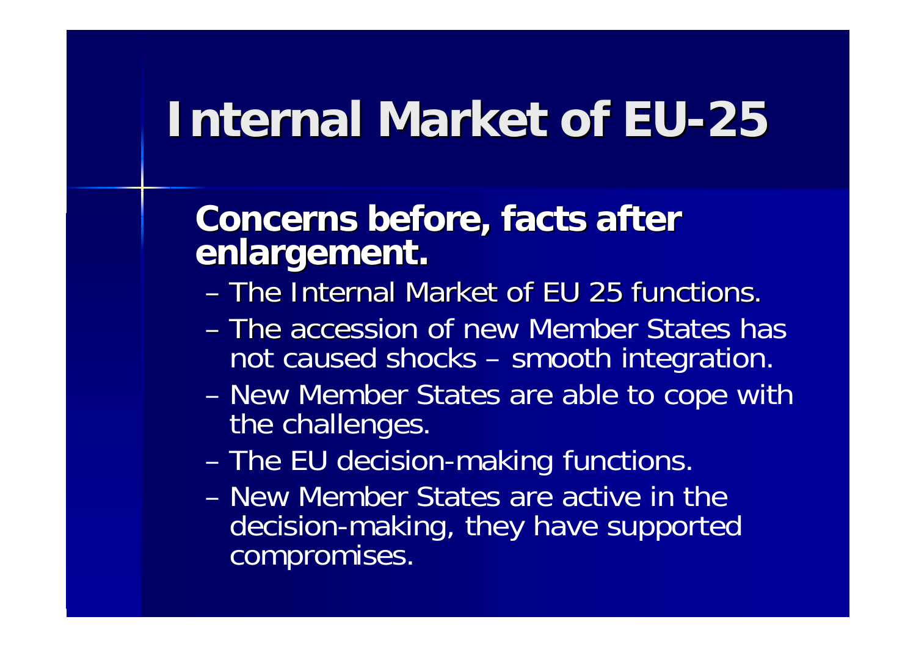# Internal Market of EU-25

## Concerns before, facts after enlargement.

- The Internal Market of EU 25 functions.
- The accession of new Member States has not caused shocks – smooth integration.
- New Member States are able to cope with the challenges.
- The EU decision-making functions.
- New Member States are active in the decision-making, they have supported compromises.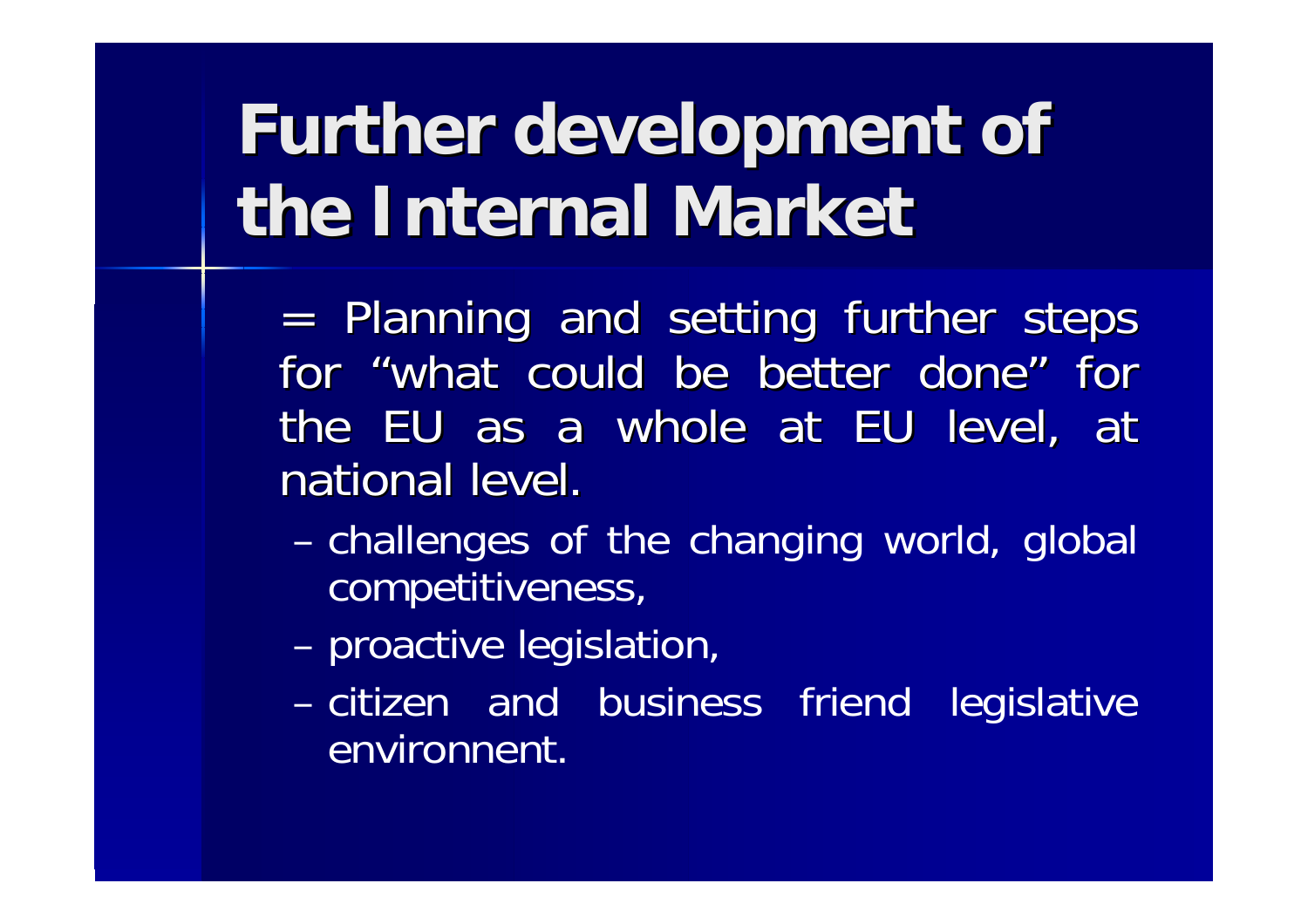# Further development of the Internal Market

= Planning and setting further steps for "what could be better done" for the EU as a whole at EU level, at national level.

- challenges of the changing world, global competitiveness,
- proactive legislation,
- citizen and business friend legislative environnent.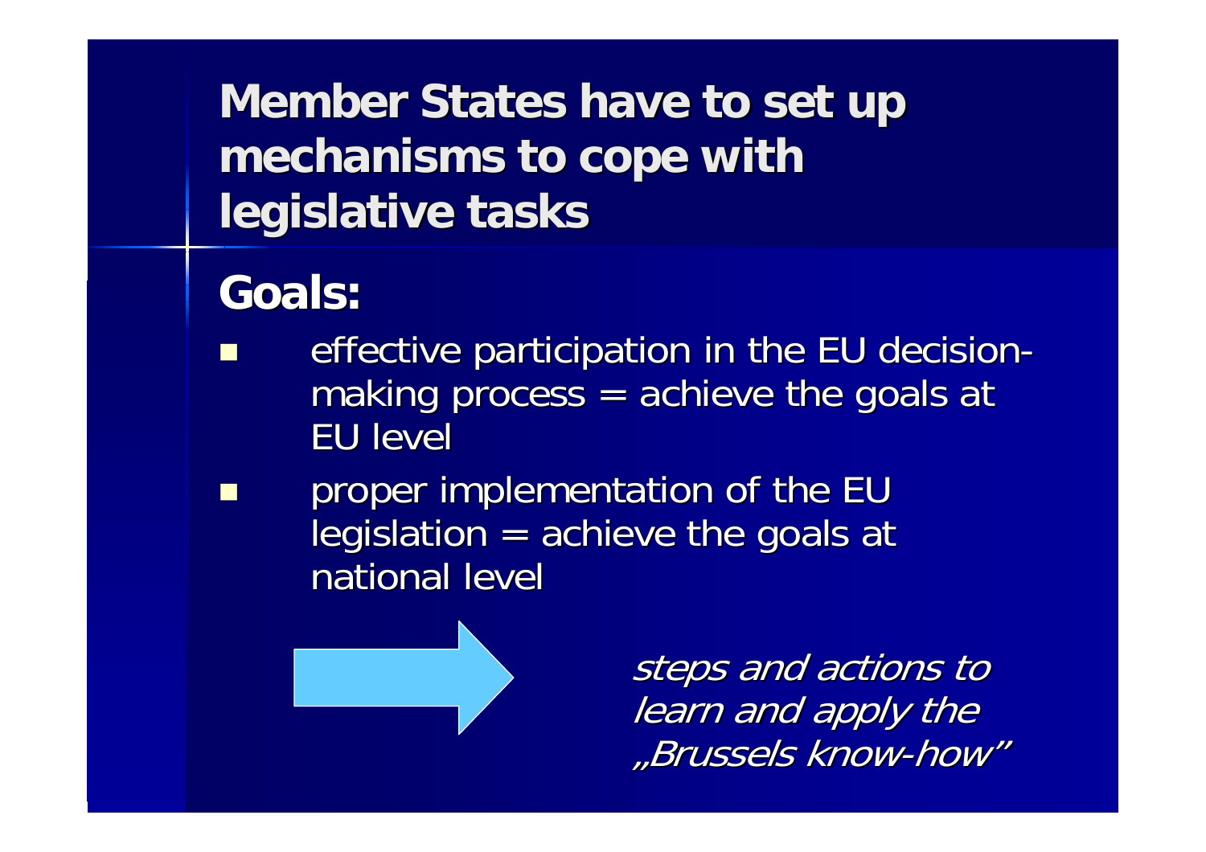# Member States have to set up mechanisms to cope with legislative tasks

## Goals:

- effective participation in the EU decision-making process = achieve the goals at EU level
- proper implementation of the EU legislation = achieve the goals at national level

→ *steps and actions to learn and apply the „Brussels know-how"*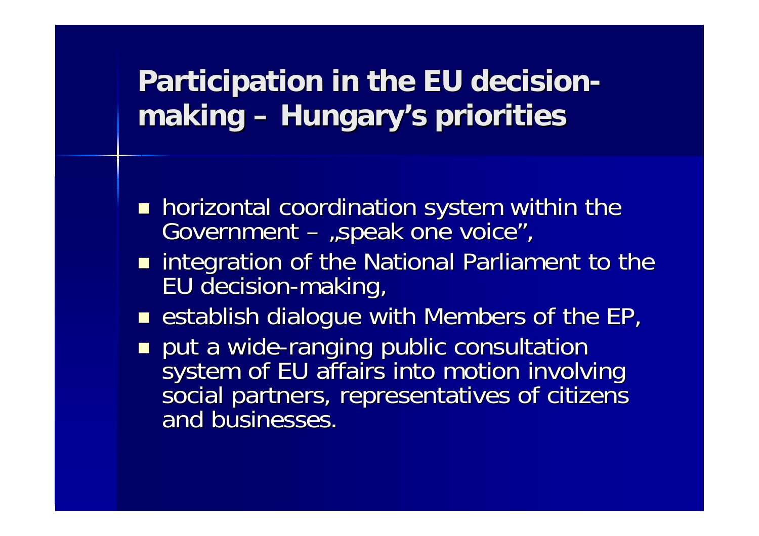## Participation in the EU decision-making – Hungary's priorities

- horizontal coordination system within the Government – „speak one voice",
- integration of the National Parliament to the EU decision-making,
- establish dialogue with Members of the EP,
- put a wide-ranging public consultation system of EU affairs into motion involving social partners, representatives of citizens and businesses.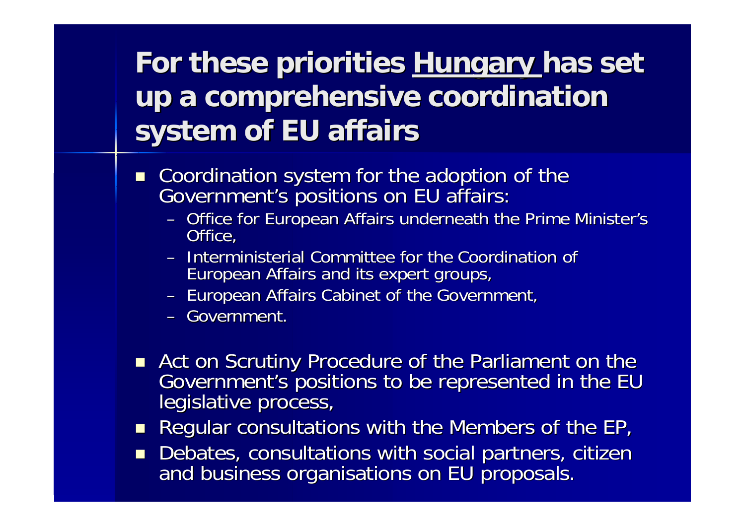# For these priorities Hungary has set up a comprehensive coordination system of EU affairs

- Coordination system for the adoption of the Government's positions on EU affairs:
  - Office for European Affairs underneath the Prime Minister's Office,
  - Interministerial Committee for the Coordination of European Affairs and its expert groups,
  - European Affairs Cabinet of the Government,
  - Government.
- Act on Scrutiny Procedure of the Parliament on the Government's positions to be represented in the EU legislative process,
- Regular consultations with the Members of the EP,
- Debates, consultations with social partners, citizen and business organisations on EU proposals.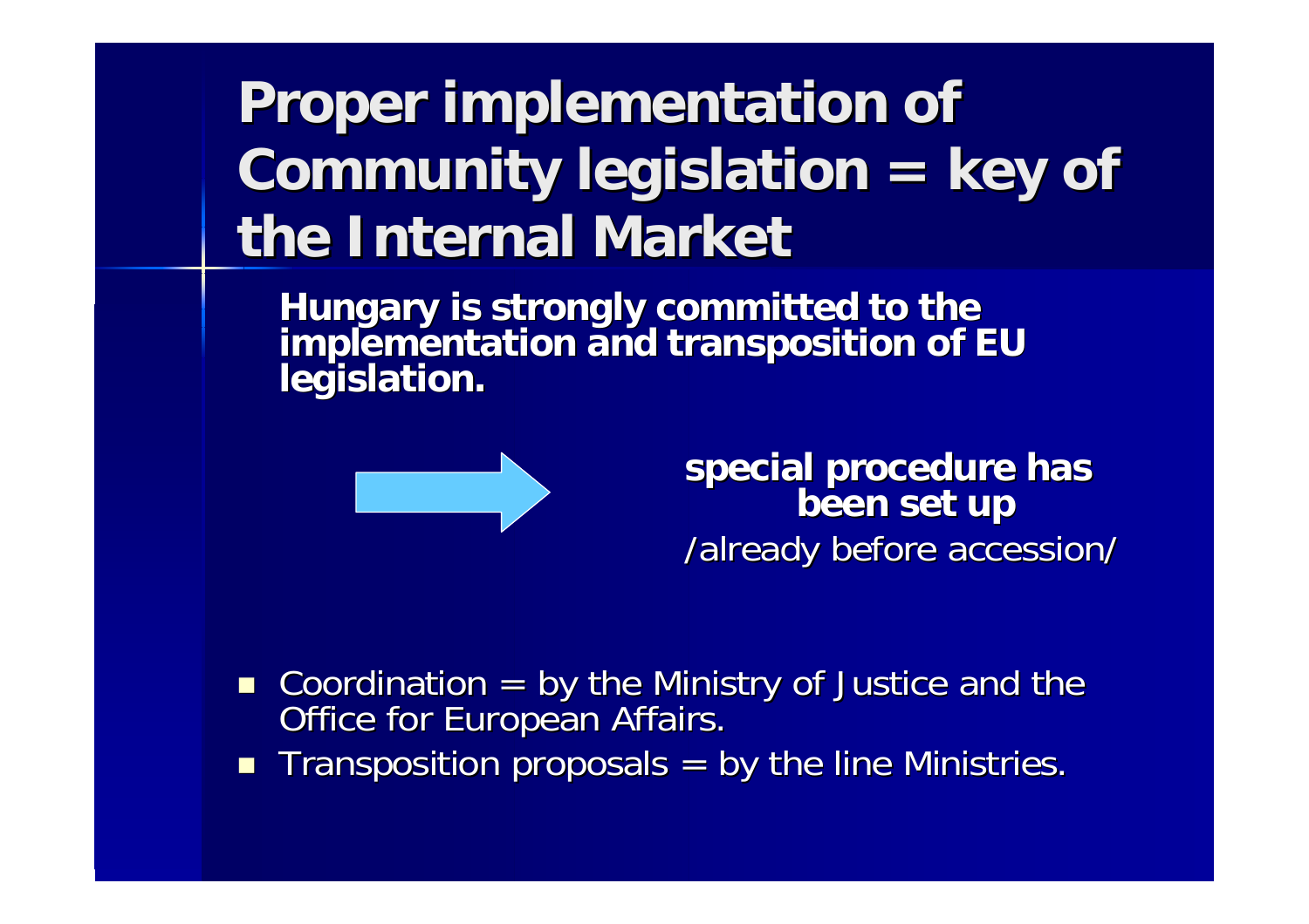# Proper implementation of Community legislation = key of the Internal Market

**Hungary is strongly committed to the implementation and transposition of EU legislation.**

→ **special procedure has been set up**

/already before accession/

- Coordination = by the Ministry of Justice and the Office for European Affairs.
- Transposition proposals = by the line Ministries.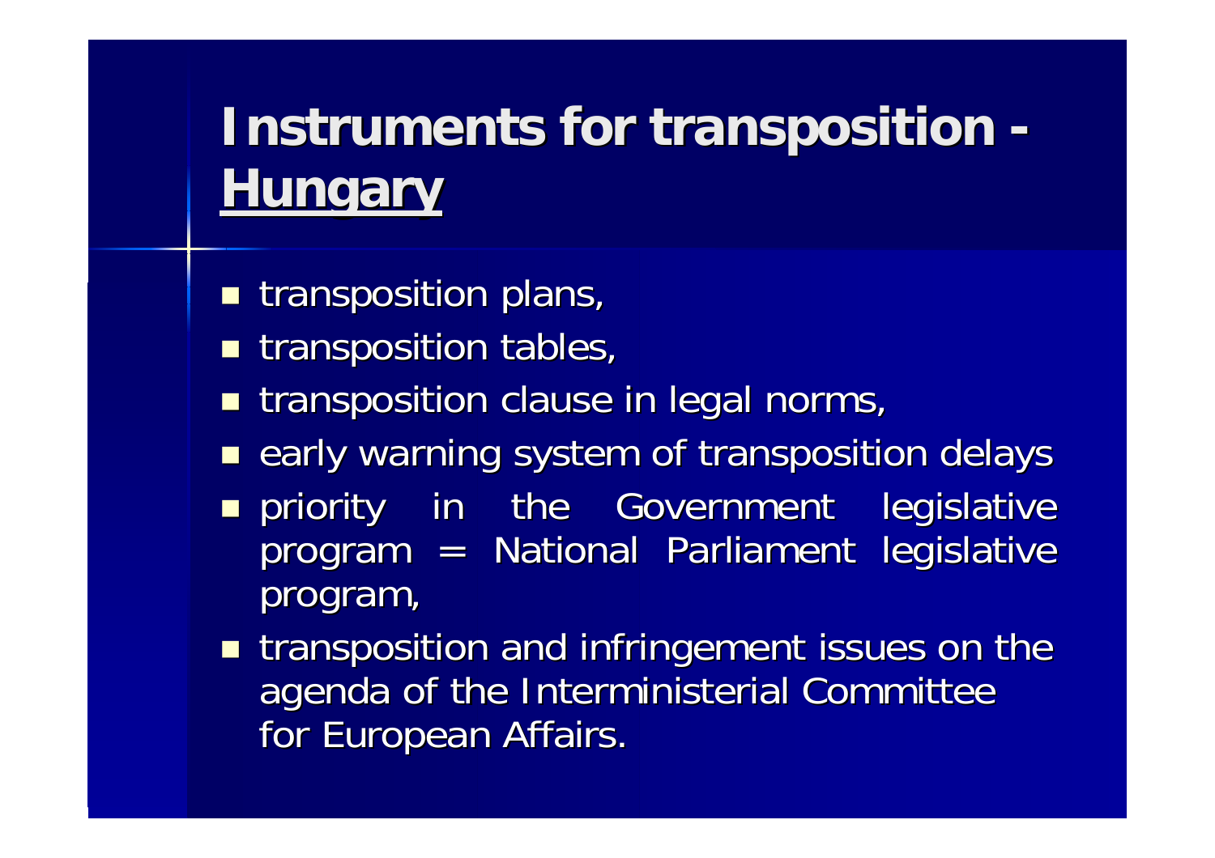# Instruments for transposition - **Hungary**

- transposition plans,
- transposition tables,
- transposition clause in legal norms,
- early warning system of transposition delays
- priority in the Government legislative program = National Parliament legislative program,
- transposition and infringement issues on the agenda of the Interministerial Committee for European Affairs.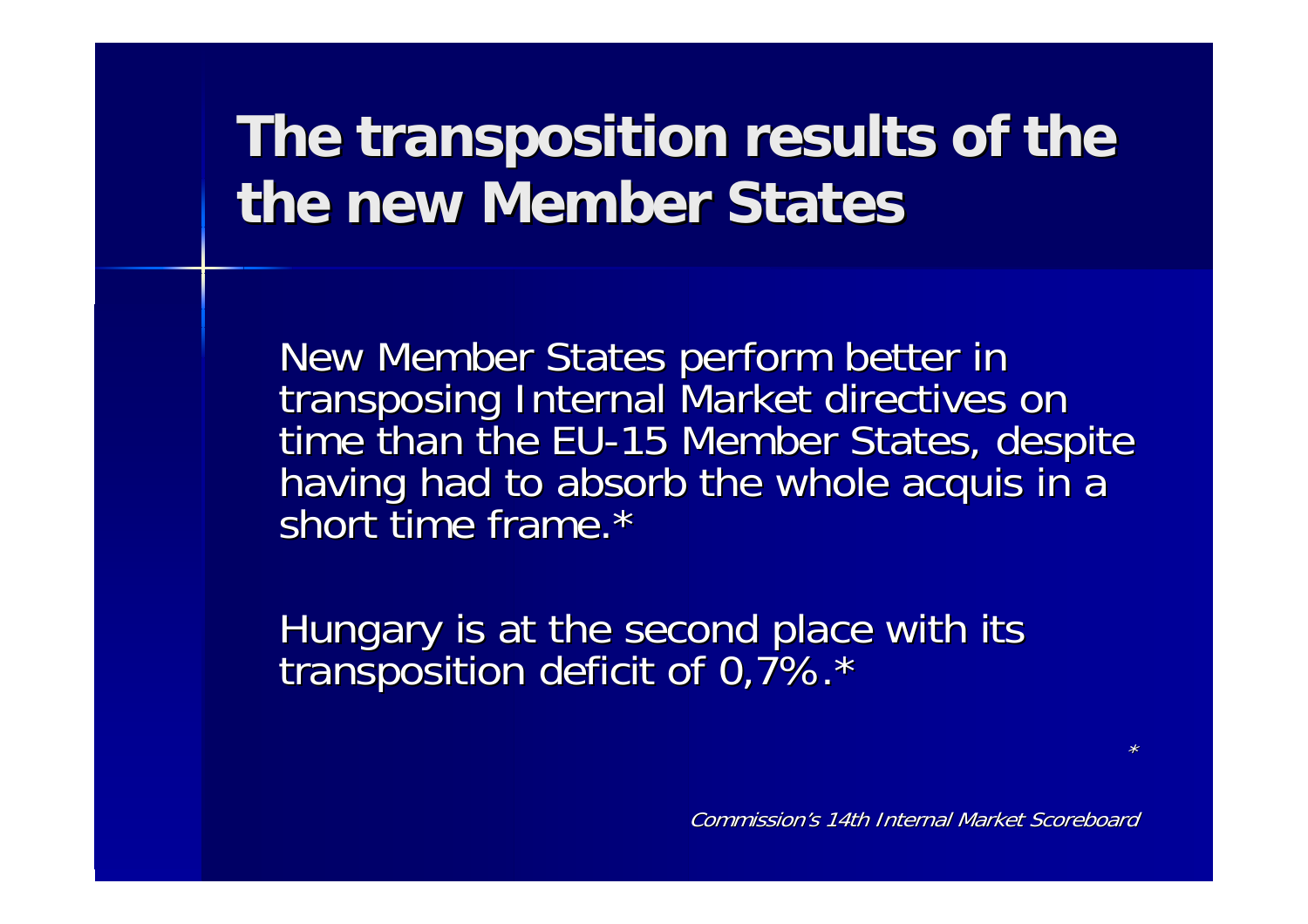# The transposition results of the the new Member States

New Member States perform better in transposing Internal Market directives on time than the EU-15 Member States, despite having had to absorb the whole acquis in a short time frame.*

Hungary is at the second place with its transposition deficit of 0,7%.*

*

*Commission's 14th Internal Market Scoreboard*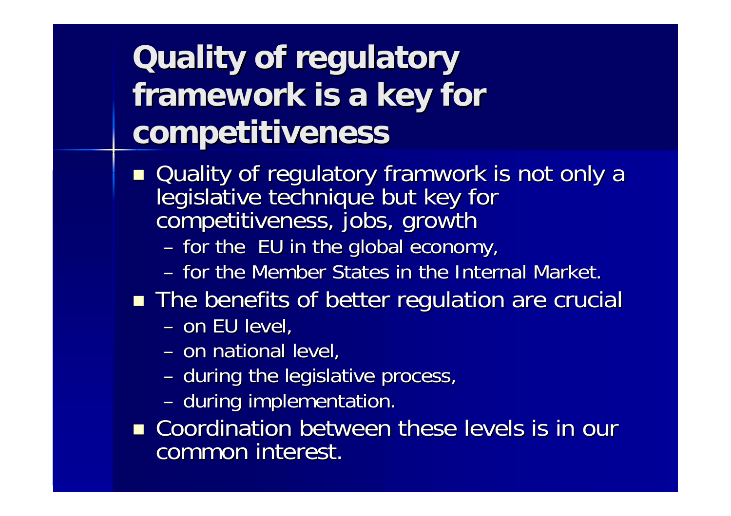# Quality of regulatory framework is a key for competitiveness

- Quality of regulatory framwork is not only a legislative technique but key for competitiveness, jobs, growth
  - for the EU in the global economy,
  - for the Member States in the Internal Market.
- The benefits of better regulation are crucial
  - on EU level,
  - on national level,
  - during the legislative process,
  - during implementation.
- Coordination between these levels is in our common interest.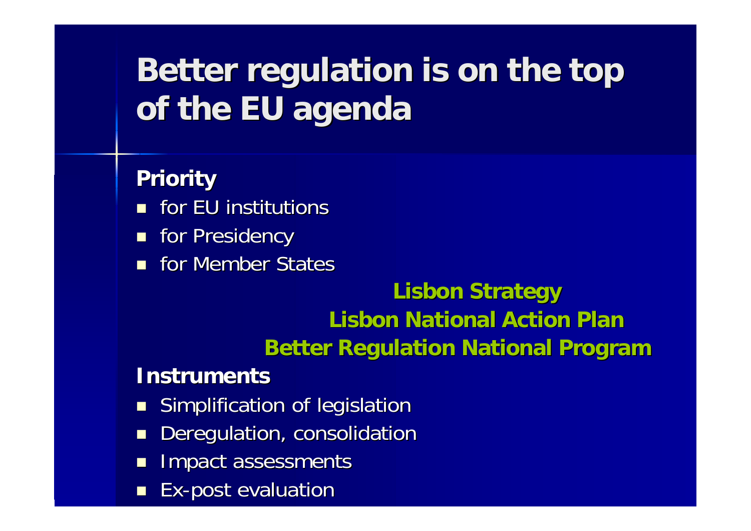# Better regulation is on the top of the EU agenda

**Priority**

- for EU institutions
- for Presidency
- for Member States

**Lisbon Strategy**

**Lisbon National Action Plan**

**Better Regulation National Program**

**Instruments**

- Simplification of legislation
- Deregulation, consolidation
- Impact assessments
- Ex-post evaluation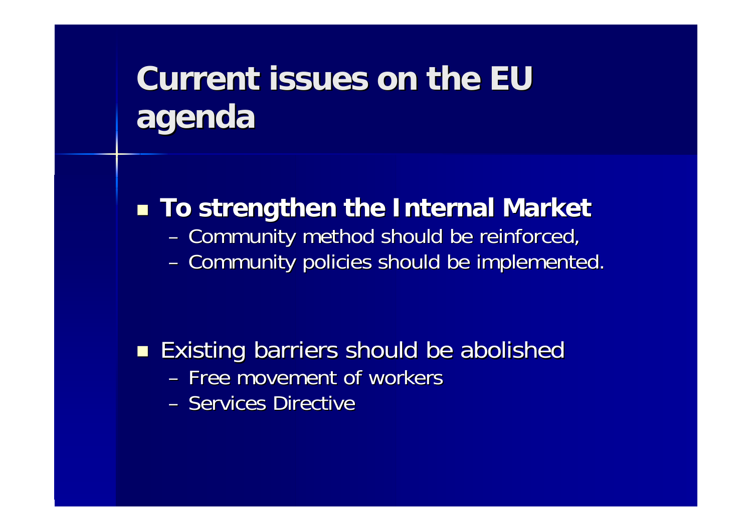# Current issues on the EU agenda

- **To strengthen the Internal Market**
  - Community method should be reinforced,
  - Community policies should be implemented.

- Existing barriers should be abolished
  - Free movement of workers
  - Services Directive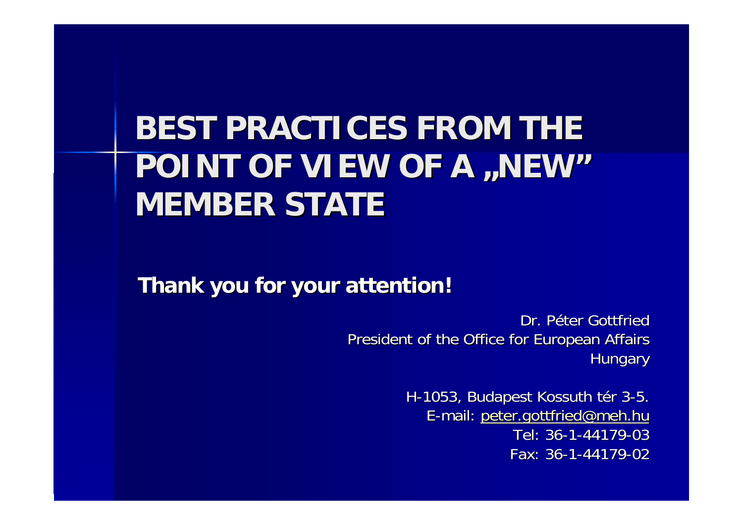# BEST PRACTICES FROM THE POINT OF VIEW OF A „NEW" MEMBER STATE

**Thank you for your attention!**

Dr. Péter Gottfried
President of the Office for European Affairs
Hungary

H-1053, Budapest Kossuth tér 3-5.
E-mail: peter.gottfried@meh.hu
Tel: 36-1-44179-03
Fax: 36-1-44179-02